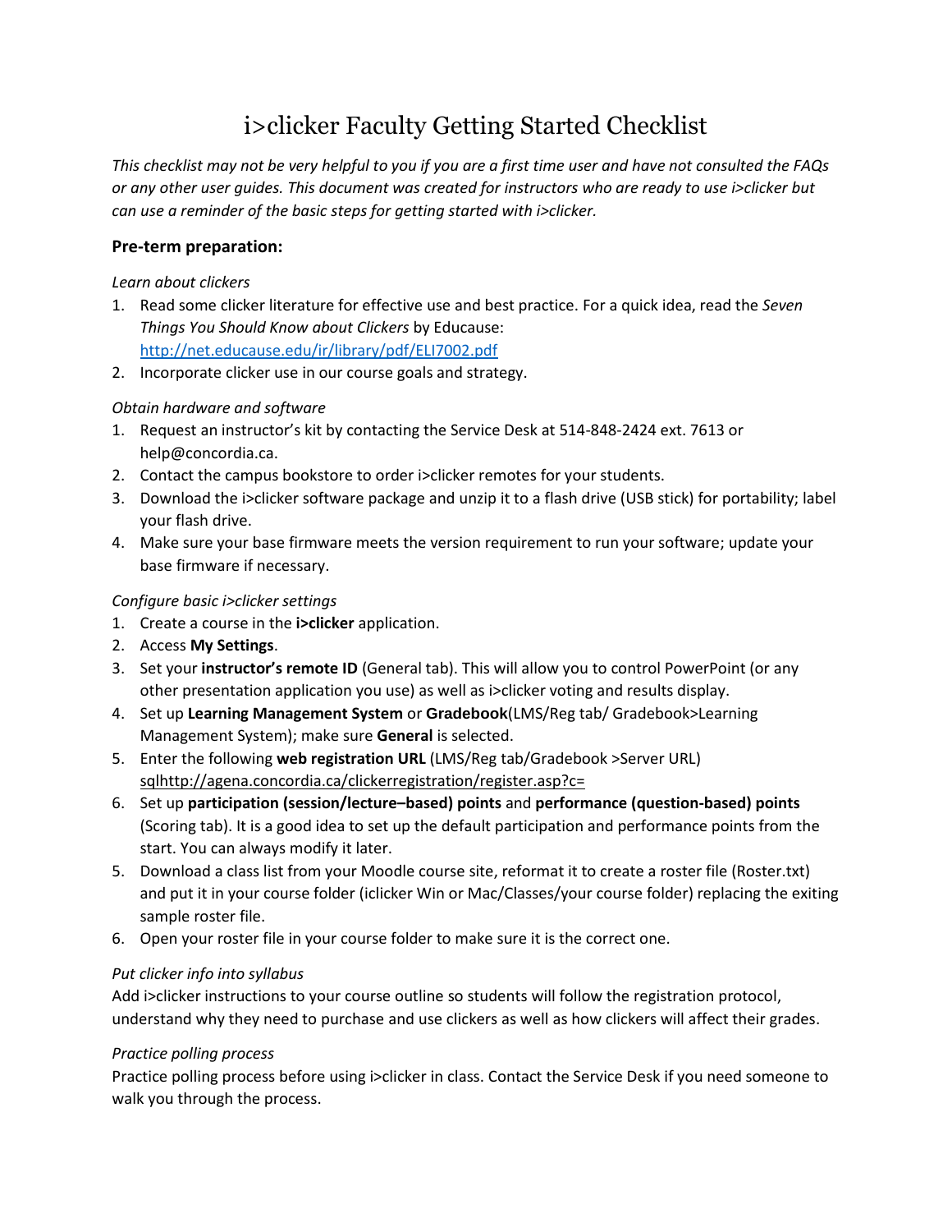# i>clicker Faculty Getting Started Checklist

*This checklist may not be very helpful to you if you are a first time user and have not consulted the FAQs or any other user guides. This document was created for instructors who are ready to use i>clicker but can use a reminder of the basic steps for getting started with i>clicker.*

## Pre-term preparation:

*Learn about clickers*

1. Read some clicker literature for effective use and best practice. For a quick idea, read the *Seven Things You Should Know about Clickers* by Educause: http://net.educause.edu/ir/library/pdf/ELI7002.pdf
2. Incorporate clicker use in our course goals and strategy.

*Obtain hardware and software*

1. Request an instructor's kit by contacting the Service Desk at 514-848-2424 ext. 7613 or help@concordia.ca.
2. Contact the campus bookstore to order i>clicker remotes for your students.
3. Download the i>clicker software package and unzip it to a flash drive (USB stick) for portability; label your flash drive.
4. Make sure your base firmware meets the version requirement to run your software; update your base firmware if necessary.

*Configure basic i>clicker settings*

1. Create a course in the **i>clicker** application.
2. Access **My Settings**.
3. Set your **instructor's remote ID** (General tab). This will allow you to control PowerPoint (or any other presentation application you use) as well as i>clicker voting and results display.
4. Set up **Learning Management System** or **Gradebook**(LMS/Reg tab/ Gradebook>Learning Management System); make sure **General** is selected.
5. Enter the following **web registration URL** (LMS/Reg tab/Gradebook >Server URL) sqlhttp://agena.concordia.ca/clickerregistration/register.asp?c=
6. Set up **participation (session/lecture–based) points** and **performance (question-based) points** (Scoring tab). It is a good idea to set up the default participation and performance points from the start. You can always modify it later.
5. Download a class list from your Moodle course site, reformat it to create a roster file (Roster.txt) and put it in your course folder (iclicker Win or Mac/Classes/your course folder) replacing the exiting sample roster file.
6. Open your roster file in your course folder to make sure it is the correct one.

*Put clicker info into syllabus*

Add i>clicker instructions to your course outline so students will follow the registration protocol, understand why they need to purchase and use clickers as well as how clickers will affect their grades.

*Practice polling process*

Practice polling process before using i>clicker in class. Contact the Service Desk if you need someone to walk you through the process.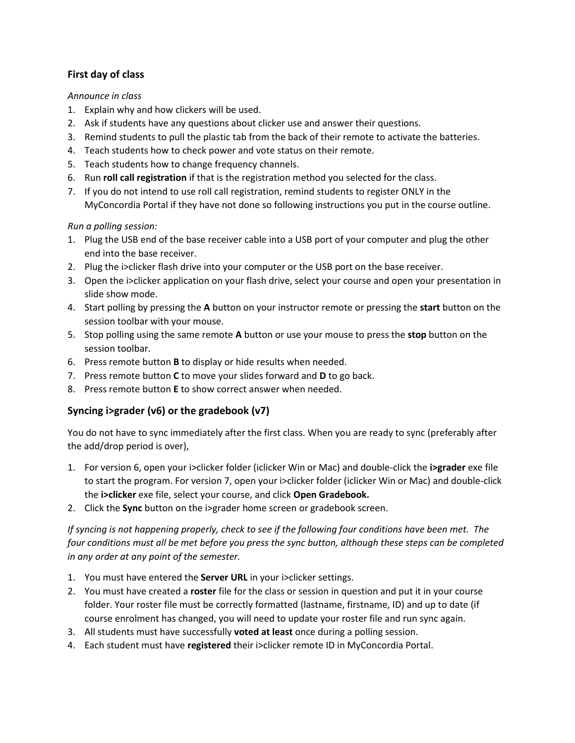### First day of class

*Announce in class*

1. Explain why and how clickers will be used.
2. Ask if students have any questions about clicker use and answer their questions.
3. Remind students to pull the plastic tab from the back of their remote to activate the batteries.
4. Teach students how to check power and vote status on their remote.
5. Teach students how to change frequency channels.
6. Run **roll call registration** if that is the registration method you selected for the class.
7. If you do not intend to use roll call registration, remind students to register ONLY in the MyConcordia Portal if they have not done so following instructions you put in the course outline.

*Run a polling session:*

1. Plug the USB end of the base receiver cable into a USB port of your computer and plug the other end into the base receiver.
2. Plug the i>clicker flash drive into your computer or the USB port on the base receiver.
3. Open the i>clicker application on your flash drive, select your course and open your presentation in slide show mode.
4. Start polling by pressing the **A** button on your instructor remote or pressing the **start** button on the session toolbar with your mouse.
5. Stop polling using the same remote **A** button or use your mouse to press the **stop** button on the session toolbar.
6. Press remote button **B** to display or hide results when needed.
7. Press remote button **C** to move your slides forward and **D** to go back.
8. Press remote button **E** to show correct answer when needed.

### Syncing i>grader (v6) or the gradebook (v7)

You do not have to sync immediately after the first class. When you are ready to sync (preferably after the add/drop period is over),

1. For version 6, open your i>clicker folder (iclicker Win or Mac) and double-click the **i>grader** exe file to start the program. For version 7, open your i>clicker folder (iclicker Win or Mac) and double-click the **i>clicker** exe file, select your course, and click **Open Gradebook.**
2. Click the **Sync** button on the i>grader home screen or gradebook screen.

*If syncing is not happening properly, check to see if the following four conditions have been met. The four conditions must all be met before you press the sync button, although these steps can be completed in any order at any point of the semester.*

1. You must have entered the **Server URL** in your i>clicker settings.
2. You must have created a **roster** file for the class or session in question and put it in your course folder. Your roster file must be correctly formatted (lastname, firstname, ID) and up to date (if course enrolment has changed, you will need to update your roster file and run sync again.
3. All students must have successfully **voted at least** once during a polling session.
4. Each student must have **registered** their i>clicker remote ID in MyConcordia Portal.